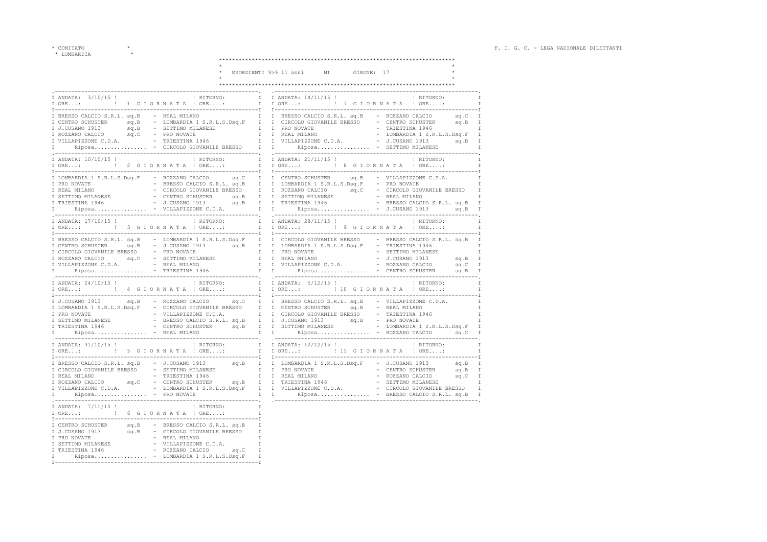COMITATO LOMBARDIA

F. I. G. C. - LEGA NAZIONALE DILETTANTI

# ESORDIENTI 9>9 11 anni MI GIRONE: 17

### 1 GIORNATA — ANDATA: 3/10/15 — RITORNO:

| Casa | Ospite |
|---|---|
| BRESSO CALCIO S.R.L. sq.B | REAL MILANO |
| CENTRO SCHUSTER sq.B | LOMBARDIA 1 S.R.L.S.Dsq.F |
| J.CUSANO 1913 sq.B | SETTIMO MILANESE |
| ROZZANO CALCIO sq.C | PRO NOVATE |
| VILLAPIZZONE C.D.A. | TRIESTINA 1946 |
| Riposa................ | CIRCOLO GIOVANILE BRESSO |

### 2 GIORNATA — ANDATA: 10/10/15 — RITORNO:

| Casa | Ospite |
|---|---|
| LOMBARDIA 1 S.R.L.S.Dsq.F | ROZZANO CALCIO sq.C |
| PRO NOVATE | BRESSO CALCIO S.R.L. sq.B |
| REAL MILANO | CIRCOLO GIOVANILE BRESSO |
| SETTIMO MILANESE | CENTRO SCHUSTER sq.B |
| TRIESTINA 1946 | J.CUSANO 1913 sq.B |
| Riposa................ | VILLAPIZZONE C.D.A. |

### 3 GIORNATA — ANDATA: 17/10/15 — RITORNO:

| Casa | Ospite |
|---|---|
| BRESSO CALCIO S.R.L. sq.B | LOMBARDIA 1 S.R.L.S.Dsq.F |
| CENTRO SCHUSTER sq.B | J.CUSANO 1913 sq.B |
| CIRCOLO GIOVANILE BRESSO | PRO NOVATE |
| ROZZANO CALCIO sq.C | SETTIMO MILANESE |
| VILLAPIZZONE C.D.A. | REAL MILANO |
| Riposa................ | TRIESTINA 1946 |

### 4 GIORNATA — ANDATA: 24/10/15 — RITORNO:

| Casa | Ospite |
|---|---|
| J.CUSANO 1913 sq.B | ROZZANO CALCIO sq.C |
| LOMBARDIA 1 S.R.L.S.Dsq.F | CIRCOLO GIOVANILE BRESSO |
| PRO NOVATE | VILLAPIZZONE C.D.A. |
| SETTIMO MILANESE | BRESSO CALCIO S.R.L. sq.B |
| TRIESTINA 1946 | CENTRO SCHUSTER sq.B |
| Riposa................ | REAL MILANO |

### 5 GIORNATA — ANDATA: 31/10/15 — RITORNO:

| Casa | Ospite |
|---|---|
| BRESSO CALCIO S.R.L. sq.B | J.CUSANO 1913 sq.B |
| CIRCOLO GIOVANILE BRESSO | SETTIMO MILANESE |
| REAL MILANO | TRIESTINA 1946 |
| ROZZANO CALCIO sq.C | CENTRO SCHUSTER sq.B |
| VILLAPIZZONE C.D.A. | LOMBARDIA 1 S.R.L.S.Dsq.F |
| Riposa................ | PRO NOVATE |

### 6 GIORNATA — ANDATA: 7/11/15 — RITORNO:

| Casa | Ospite |
|---|---|
| CENTRO SCHUSTER sq.B | BRESSO CALCIO S.R.L. sq.B |
| J.CUSANO 1913 sq.B | CIRCOLO GIOVANILE BRESSO |
| PRO NOVATE | REAL MILANO |
| SETTIMO MILANESE | VILLAPIZZONE C.D.A. |
| TRIESTINA 1946 | ROZZANO CALCIO sq.C |
| Riposa................ | LOMBARDIA 1 S.R.L.S.Dsq.F |

### 7 GIORNATA — ANDATA: 14/11/15 — RITORNO:

| Casa | Ospite |
|---|---|
| BRESSO CALCIO S.R.L. sq.B | ROZZANO CALCIO sq.C |
| CIRCOLO GIOVANILE BRESSO | CENTRO SCHUSTER sq.B |
| PRO NOVATE | TRIESTINA 1946 |
| REAL MILANO | LOMBARDIA 1 S.R.L.S.Dsq.F |
| VILLAPIZZONE C.D.A. | J.CUSANO 1913 sq.B |
| Riposa................ | SETTIMO MILANESE |

### 8 GIORNATA — ANDATA: 21/11/15 — RITORNO:

| Casa | Ospite |
|---|---|
| CENTRO SCHUSTER sq.B | VILLAPIZZONE C.D.A. |
| LOMBARDIA 1 S.R.L.S.Dsq.F | PRO NOVATE |
| ROZZANO CALCIO sq.C | CIRCOLO GIOVANILE BRESSO |
| SETTIMO MILANESE | REAL MILANO |
| TRIESTINA 1946 | BRESSO CALCIO S.R.L. sq.B |
| Riposa................ | J.CUSANO 1913 sq.B |

### 9 GIORNATA — ANDATA: 28/11/15 — RITORNO:

| Casa | Ospite |
|---|---|
| CIRCOLO GIOVANILE BRESSO | BRESSO CALCIO S.R.L. sq.B |
| LOMBARDIA 1 S.R.L.S.Dsq.F | TRIESTINA 1946 |
| PRO NOVATE | SETTIMO MILANESE |
| REAL MILANO | J.CUSANO 1913 sq.B |
| VILLAPIZZONE C.D.A. | ROZZANO CALCIO sq.C |
| Riposa................ | CENTRO SCHUSTER sq.B |

### 10 GIORNATA — ANDATA: 5/12/15 — RITORNO:

| Casa | Ospite |
|---|---|
| BRESSO CALCIO S.R.L. sq.B | VILLAPIZZONE C.D.A. |
| CENTRO SCHUSTER sq.B | REAL MILANO |
| CIRCOLO GIOVANILE BRESSO | TRIESTINA 1946 |
| J.CUSANO 1913 sq.B | PRO NOVATE |
| SETTIMO MILANESE | LOMBARDIA 1 S.R.L.S.Dsq.F |
| Riposa................ | ROZZANO CALCIO sq.C |

### 11 GIORNATA — ANDATA: 12/12/15 — RITORNO:

| Casa | Ospite |
|---|---|
| LOMBARDIA 1 S.R.L.S.Dsq.F | J.CUSANO 1913 sq.B |
| PRO NOVATE | CENTRO SCHUSTER sq.B |
| REAL MILANO | ROZZANO CALCIO sq.C |
| TRIESTINA 1946 | SETTIMO MILANESE |
| VILLAPIZZONE C.D.A. | CIRCOLO GIOVANILE BRESSO |
| Riposa................ | BRESSO CALCIO S.R.L. sq.B |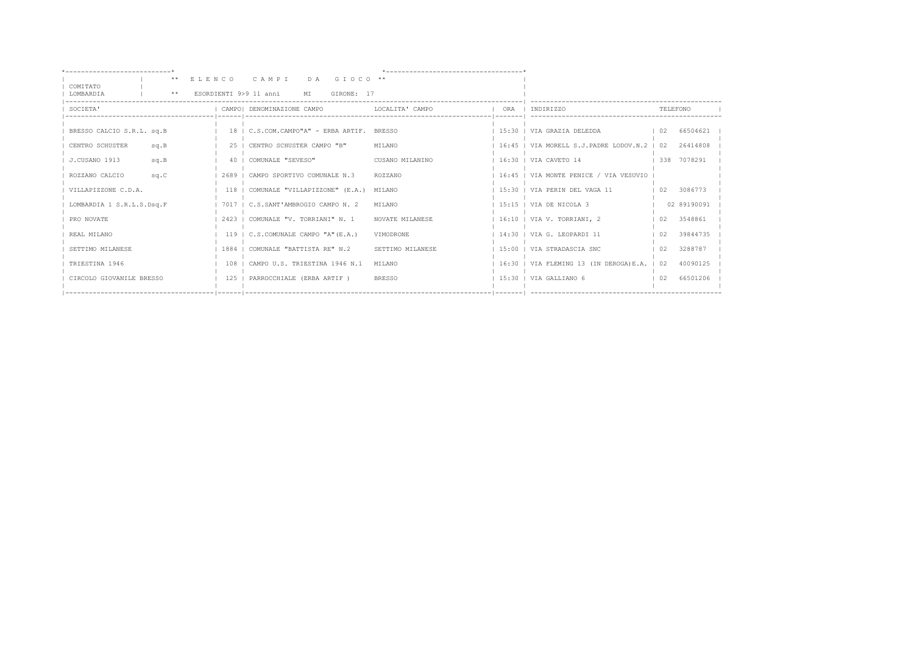** E L E N C O   C A M P I   D A   G I O C O **

COMITATO LOMBARDIA

** ESORDIENTI 9>9 11 anni   MI   GIRONE: 17

| SOCIETA' | CAMPO | DENOMINAZIONE CAMPO | LOCALITA' CAMPO | ORA | INDIRIZZO | TELEFONO |
|---|---|---|---|---|---|---|
| BRESSO CALCIO S.R.L. sq.B | 18 | C.S.COM.CAMPO"A" - ERBA ARTIF. | BRESSO | 15:30 | VIA GRAZIA DELEDDA | 02 66504621 |
| CENTRO SCHUSTER sq.B | 25 | CENTRO SCHUSTER CAMPO "B" | MILANO | 16:45 | VIA MORELL S.J.PADRE LODOV.N.2 | 02 26414808 |
| J.CUSANO 1913 sq.B | 40 | COMUNALE "SEVESO" | CUSANO MILANINO | 16:30 | VIA CAVETO 14 | 338 7078291 |
| ROZZANO CALCIO sq.C | 2689 | CAMPO SPORTIVO COMUNALE N.3 | ROZZANO | 16:45 | VIA MONTE PENICE / VIA VESUVIO | |
| VILLAPIZZONE C.D.A. | 118 | COMUNALE "VILLAPIZZONE" (E.A.) | MILANO | 15:30 | VIA PERIN DEL VAGA 11 | 02 3086773 |
| LOMBARDIA 1 S.R.L.S.Dsq.F | 7017 | C.S.SANT'AMBROGIO CAMPO N. 2 | MILANO | 15:15 | VIA DE NICOLA 3 | 02 89190091 |
| PRO NOVATE | 2423 | COMUNALE "V. TORRIANI" N. 1 | NOVATE MILANESE | 16:10 | VIA V. TORRIANI, 2 | 02 3548861 |
| REAL MILANO | 119 | C.S.COMUNALE CAMPO "A"(E.A.) | VIMODRONE | 14:30 | VIA G. LEOPARDI 11 | 02 39844735 |
| SETTIMO MILANESE | 1884 | COMUNALE "BATTISTA RE" N.2 | SETTIMO MILANESE | 15:00 | VIA STRADASCIA SNC | 02 3288787 |
| TRIESTINA 1946 | 108 | CAMPO U.S. TRIESTINA 1946 N.1 | MILANO | 16:30 | VIA FLEMING 13 (IN DEROGA)E.A. | 02 40090125 |
| CIRCOLO GIOVANILE BRESSO | 125 | PARROCCHIALE (ERBA ARTIF ) | BRESSO | 15:30 | VIA GALLIANO 6 | 02 66501206 |